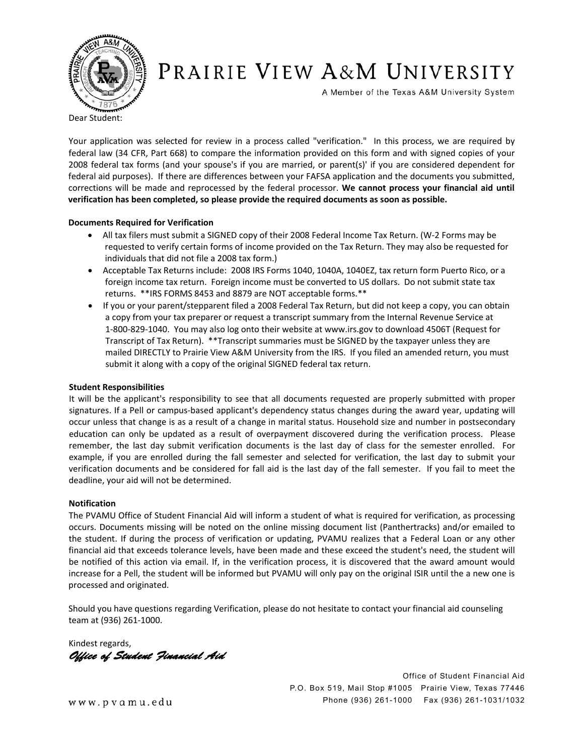# Prairie View A&M University

A Member of the Texas A&M University System

Dear Student:

Your application was selected for review in a process called "verification." In this process, we are required by federal law (34 CFR, Part 668) to compare the information provided on this form and with signed copies of your 2008 federal tax forms (and your spouse's if you are married, or parent(s)' if you are considered dependent for federal aid purposes). If there are differences between your FAFSA application and the documents you submitted, corrections will be made and reprocessed by the federal processor. **We cannot process your financial aid until verification has been completed, so please provide the required documents as soon as possible.**

**Documents Required for Verification**

- All tax filers must submit a SIGNED copy of their 2008 Federal Income Tax Return. (W-2 Forms may be requested to verify certain forms of income provided on the Tax Return. They may also be requested for individuals that did not file a 2008 tax form.)
- Acceptable Tax Returns include: 2008 IRS Forms 1040, 1040A, 1040EZ, tax return form Puerto Rico, or a foreign income tax return. Foreign income must be converted to US dollars. Do not submit state tax returns. **IRS FORMS 8453 and 8879 are NOT acceptable forms.**
- If you or your parent/stepparent filed a 2008 Federal Tax Return, but did not keep a copy, you can obtain a copy from your tax preparer or request a transcript summary from the Internal Revenue Service at 1-800-829-1040. You may also log onto their website at www.irs.gov to download 4506T (Request for Transcript of Tax Return). **Transcript summaries must be SIGNED by the taxpayer unless they are mailed DIRECTLY to Prairie View A&M University from the IRS. If you filed an amended return, you must submit it along with a copy of the original SIGNED federal tax return.

**Student Responsibilities**

It will be the applicant's responsibility to see that all documents requested are properly submitted with proper signatures. If a Pell or campus-based applicant's dependency status changes during the award year, updating will occur unless that change is as a result of a change in marital status. Household size and number in postsecondary education can only be updated as a result of overpayment discovered during the verification process. Please remember, the last day submit verification documents is the last day of class for the semester enrolled. For example, if you are enrolled during the fall semester and selected for verification, the last day to submit your verification documents and be considered for fall aid is the last day of the fall semester. If you fail to meet the deadline, your aid will not be determined.

**Notification**

The PVAMU Office of Student Financial Aid will inform a student of what is required for verification, as processing occurs. Documents missing will be noted on the online missing document list (Panthertracks) and/or emailed to the student. If during the process of verification or updating, PVAMU realizes that a Federal Loan or any other financial aid that exceeds tolerance levels, have been made and these exceed the student's need, the student will be notified of this action via email. If, in the verification process, it is discovered that the award amount would increase for a Pell, the student will be informed but PVAMU will only pay on the original ISIR until the a new one is processed and originated.

Should you have questions regarding Verification, please do not hesitate to contact your financial aid counseling team at (936) 261-1000.

Kindest regards,

*Office of Student Financial Aid*

Office of Student Financial Aid
P.O. Box 519, Mail Stop #1005 Prairie View, Texas 77446
Phone (936) 261-1000 Fax (936) 261-1031/1032

www.pvamu.edu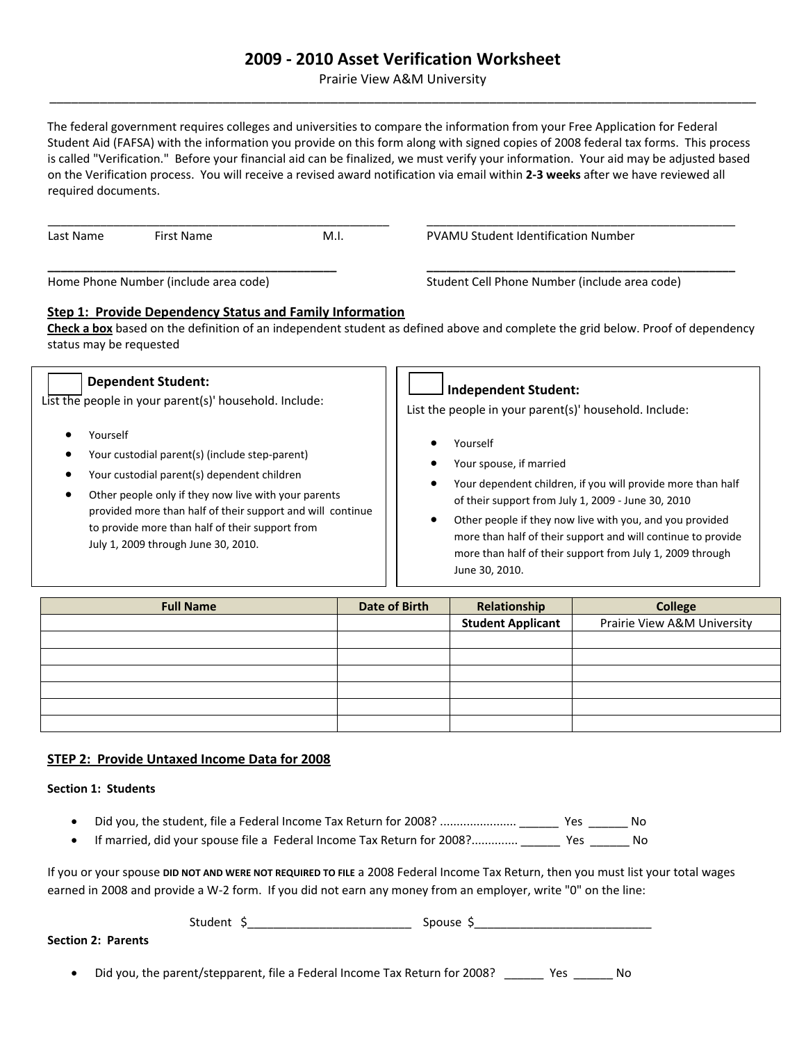# 2009 - 2010 Asset Verification Worksheet

Prairie View A&M University

---

The federal government requires colleges and universities to compare the information from your Free Application for Federal Student Aid (FAFSA) with the information you provide on this form along with signed copies of 2008 federal tax forms. This process is called "Verification." Before your financial aid can be finalized, we must verify your information. Your aid may be adjusted based on the Verification process. You will receive a revised award notification via email within **2-3 weeks** after we have reviewed all required documents.

_________________________________________________ Last Name First Name M.I.

_________________________________________________ PVAMU Student Identification Number

_________________________________________________ Home Phone Number (include area code)

_________________________________________________ Student Cell Phone Number (include area code)

## Step 1: Provide Dependency Status and Family Information

**Check a box** based on the definition of an independent student as defined above and complete the grid below. Proof of dependency status may be requested

☐ **Dependent Student:**

List the people in your parent(s)' household. Include:

- Yourself
- Your custodial parent(s) (include step-parent)
- Your custodial parent(s) dependent children
- Other people only if they now live with your parents provided more than half of their support and will continue to provide more than half of their support from July 1, 2009 through June 30, 2010.

☐ **Independent Student:**

List the people in your parent(s)' household. Include:

- Yourself
- Your spouse, if married
- Your dependent children, if you will provide more than half of their support from July 1, 2009 - June 30, 2010
- Other people if they now live with you, and you provided more than half of their support and will continue to provide more than half of their support from July 1, 2009 through June 30, 2010.

| Full Name | Date of Birth | Relationship | College |
|---|---|---|---|
| | | **Student Applicant** | Prairie View A&M University |
| | | | |
| | | | |
| | | | |
| | | | |
| | | | |
| | | | |

## STEP 2: Provide Untaxed Income Data for 2008

### Section 1: Students

- Did you, the student, file a Federal Income Tax Return for 2008? ...................... ______ Yes ______ No
- If married, did your spouse file a Federal Income Tax Return for 2008?............. ______ Yes ______ No

If you or your spouse DID NOT AND WERE NOT REQUIRED TO FILE a 2008 Federal Income Tax Return, then you must list your total wages earned in 2008 and provide a W-2 form. If you did not earn any money from an employer, write "0" on the line:

Student $________________________ Spouse $__________________________

### Section 2: Parents

- Did you, the parent/stepparent, file a Federal Income Tax Return for 2008? ______ Yes ______ No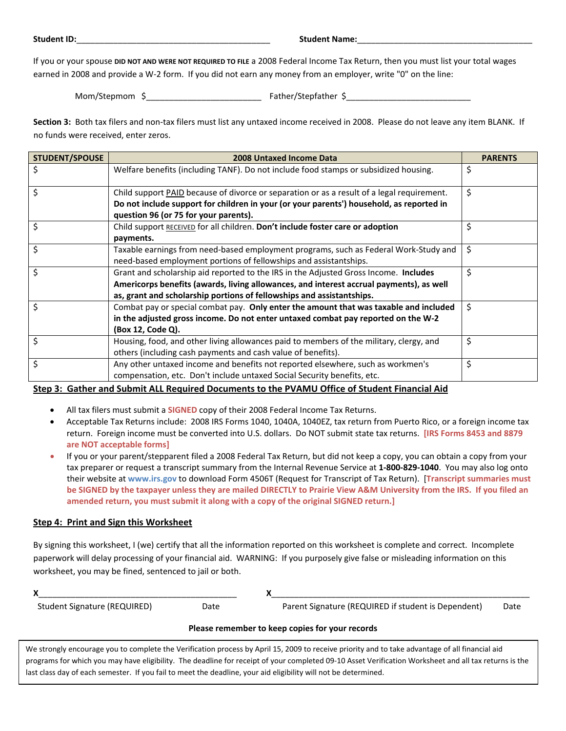Student ID:\_\_\_\_\_\_\_\_\_\_\_\_\_\_\_\_\_\_\_\_\_\_\_\_\_\_\_\_\_\_\_\_\_\_\_\_\_\_\_\_ Student Name:\_\_\_\_\_\_\_\_\_\_\_\_\_\_\_\_\_\_\_\_\_\_\_\_\_\_\_\_\_\_\_\_\_\_\_\_\_\_

If you or your spouse **DID NOT AND WERE NOT REQUIRED TO FILE** a 2008 Federal Income Tax Return, then you must list your total wages earned in 2008 and provide a W-2 form. If you did not earn any money from an employer, write "0" on the line:

Mom/Stepmom $\_\_\_\_\_\_\_\_\_\_\_\_\_\_\_\_\_\_\_\_\_\_\_\_ Father/Stepfather $\_\_\_\_\_\_\_\_\_\_\_\_\_\_\_\_\_\_\_\_\_\_\_\_\_\_

**Section 3:** Both tax filers and non-tax filers must list any untaxed income received in 2008. Please do not leave any item BLANK. If no funds were received, enter zeros.

| STUDENT/SPOUSE | 2008 Untaxed Income Data | PARENTS |
|---|---|---|
| $ | Welfare benefits (including TANF). Do not include food stamps or subsidized housing. | $ |
| $ | Child support PAID because of divorce or separation or as a result of a legal requirement. **Do not include support for children in your (or your parents') household, as reported in question 96 (or 75 for your parents).** | $ |
| $ | Child support RECEIVED for all children. **Don't include foster care or adoption payments.** | $ |
| $ | Taxable earnings from need-based employment programs, such as Federal Work-Study and need-based employment portions of fellowships and assistantships. | $ |
| $ | Grant and scholarship aid reported to the IRS in the Adjusted Gross Income. **Includes Americorps benefits (awards, living allowances, and interest accrual payments), as well as, grant and scholarship portions of fellowships and assistantships.** | $ |
| $ | Combat pay or special combat pay. **Only enter the amount that was taxable and included in the adjusted gross income. Do not enter untaxed combat pay reported on the W-2 (Box 12, Code Q).** | $ |
| $ | Housing, food, and other living allowances paid to members of the military, clergy, and others (including cash payments and cash value of benefits). | $ |
| $ | Any other untaxed income and benefits not reported elsewhere, such as workmen's compensation, etc. Don't include untaxed Social Security benefits, etc. | $ |

## Step 3: Gather and Submit ALL Required Documents to the PVAMU Office of Student Financial Aid

- All tax filers must submit a **SIGNED** copy of their 2008 Federal Income Tax Returns.
- Acceptable Tax Returns include: 2008 IRS Forms 1040, 1040A, 1040EZ, tax return from Puerto Rico, or a foreign income tax return. Foreign income must be converted into U.S. dollars. Do NOT submit state tax returns. **[IRS Forms 8453 and 8879 are NOT acceptable forms]**
- If you or your parent/stepparent filed a 2008 Federal Tax Return, but did not keep a copy, you can obtain a copy from your tax preparer or request a transcript summary from the Internal Revenue Service at **1-800-829-1040**. You may also log onto their website at www.irs.gov to download Form 4506T (Request for Transcript of Tax Return). [**Transcript summaries must be SIGNED by the taxpayer unless they are mailed DIRECTLY to Prairie View A&M University from the IRS. If you filed an amended return, you must submit it along with a copy of the original SIGNED return.]**

## Step 4: Print and Sign this Worksheet

By signing this worksheet, I (we) certify that all the information reported on this worksheet is complete and correct. Incomplete paperwork will delay processing of your financial aid. WARNING: If you purposely give false or misleading information on this worksheet, you may be fined, sentenced to jail or both.

X\_\_\_\_\_\_\_\_\_\_\_\_\_\_\_\_\_\_\_\_\_\_\_\_\_\_\_\_\_\_\_\_\_\_\_\_\_\_\_\_ X\_\_\_\_\_\_\_\_\_\_\_\_\_\_\_\_\_\_\_\_\_\_\_\_\_\_\_\_\_\_\_\_\_\_\_\_\_\_\_\_\_\_\_\_\_\_\_\_\_\_\_\_

Student Signature (REQUIRED) Date Parent Signature (REQUIRED if student is Dependent) Date

**Please remember to keep copies for your records**

We strongly encourage you to complete the Verification process by April 15, 2009 to receive priority and to take advantage of all financial aid programs for which you may have eligibility. The deadline for receipt of your completed 09-10 Asset Verification Worksheet and all tax returns is the last class day of each semester. If you fail to meet the deadline, your aid eligibility will not be determined.